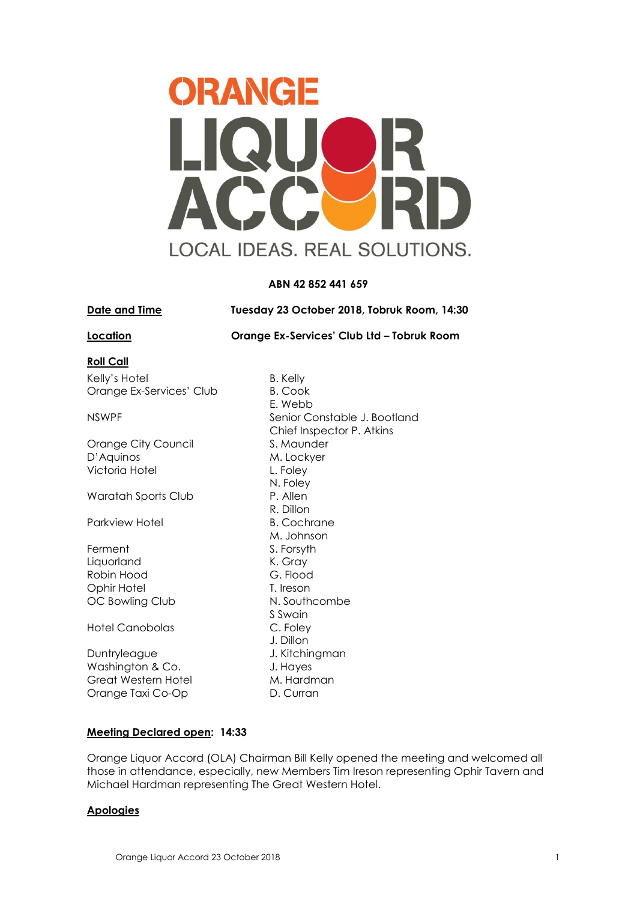# ORANGE LIQUOR ACCORD

LOCAL IDEAS. REAL SOLUTIONS.

**ABN 42 852 441 659**

**Date and Time** **Tuesday 23 October 2018, Tobruk Room, 14:30**

**Location** **Orange Ex-Services' Club Ltd – Tobruk Room**

## Roll Call

| | |
|---|---|
| Kelly's Hotel | B. Kelly |
| Orange Ex-Services' Club | B. Cook |
| | E. Webb |
| NSWPF | Senior Constable J. Bootland |
| | Chief Inspector P. Atkins |
| Orange City Council | S. Maunder |
| D'Aquinos | M. Lockyer |
| Victoria Hotel | L. Foley |
| | N. Foley |
| Waratah Sports Club | P. Allen |
| | R. Dillon |
| Parkview Hotel | B. Cochrane |
| | M. Johnson |
| Ferment | S. Forsyth |
| Liquorland | K. Gray |
| Robin Hood | G. Flood |
| Ophir Hotel | T. Ireson |
| OC Bowling Club | N. Southcombe |
| | S Swain |
| Hotel Canobolas | C. Foley |
| | J. Dillon |
| Duntryleague | J. Kitchingman |
| Washington & Co. | J. Hayes |
| Great Western Hotel | M. Hardman |
| Orange Taxi Co-Op | D. Curran |

**Meeting Declared open: 14:33**

Orange Liquor Accord (OLA) Chairman Bill Kelly opened the meeting and welcomed all those in attendance, especially, new Members Tim Ireson representing Ophir Tavern and Michael Hardman representing The Great Western Hotel.

## Apologies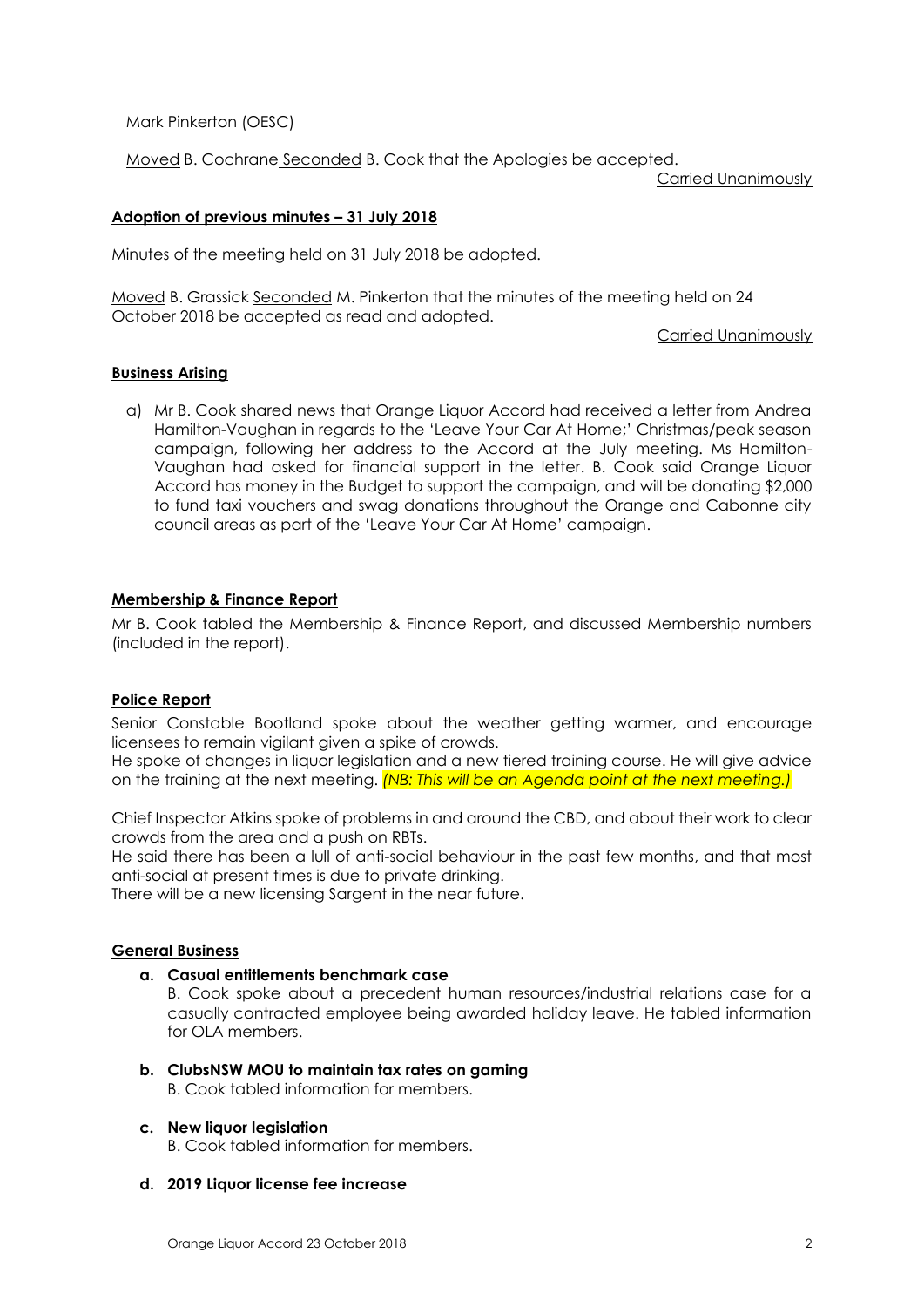Mark Pinkerton (OESC)

Moved B. Cochrane Seconded B. Cook that the Apologies be accepted.

Carried Unanimously

## Adoption of previous minutes – 31 July 2018

Minutes of the meeting held on 31 July 2018 be adopted.

Moved B. Grassick Seconded M. Pinkerton that the minutes of the meeting held on 24 October 2018 be accepted as read and adopted.

Carried Unanimously

## Business Arising

a) Mr B. Cook shared news that Orange Liquor Accord had received a letter from Andrea Hamilton-Vaughan in regards to the 'Leave Your Car At Home;' Christmas/peak season campaign, following her address to the Accord at the July meeting. Ms Hamilton-Vaughan had asked for financial support in the letter. B. Cook said Orange Liquor Accord has money in the Budget to support the campaign, and will be donating $2,000 to fund taxi vouchers and swag donations throughout the Orange and Cabonne city council areas as part of the 'Leave Your Car At Home' campaign.

## Membership & Finance Report

Mr B. Cook tabled the Membership & Finance Report, and discussed Membership numbers (included in the report).

## Police Report

Senior Constable Bootland spoke about the weather getting warmer, and encourage licensees to remain vigilant given a spike of crowds.

He spoke of changes in liquor legislation and a new tiered training course. He will give advice on the training at the next meeting. *(NB: This will be an Agenda point at the next meeting.)*

Chief Inspector Atkins spoke of problems in and around the CBD, and about their work to clear crowds from the area and a push on RBTs.

He said there has been a lull of anti-social behaviour in the past few months, and that most anti-social at present times is due to private drinking.

There will be a new licensing Sargent in the near future.

## General Business

**a. Casual entitlements benchmark case**

B. Cook spoke about a precedent human resources/industrial relations case for a casually contracted employee being awarded holiday leave. He tabled information for OLA members.

**b. ClubsNSW MOU to maintain tax rates on gaming**

B. Cook tabled information for members.

**c. New liquor legislation**

B. Cook tabled information for members.

**d. 2019 Liquor license fee increase**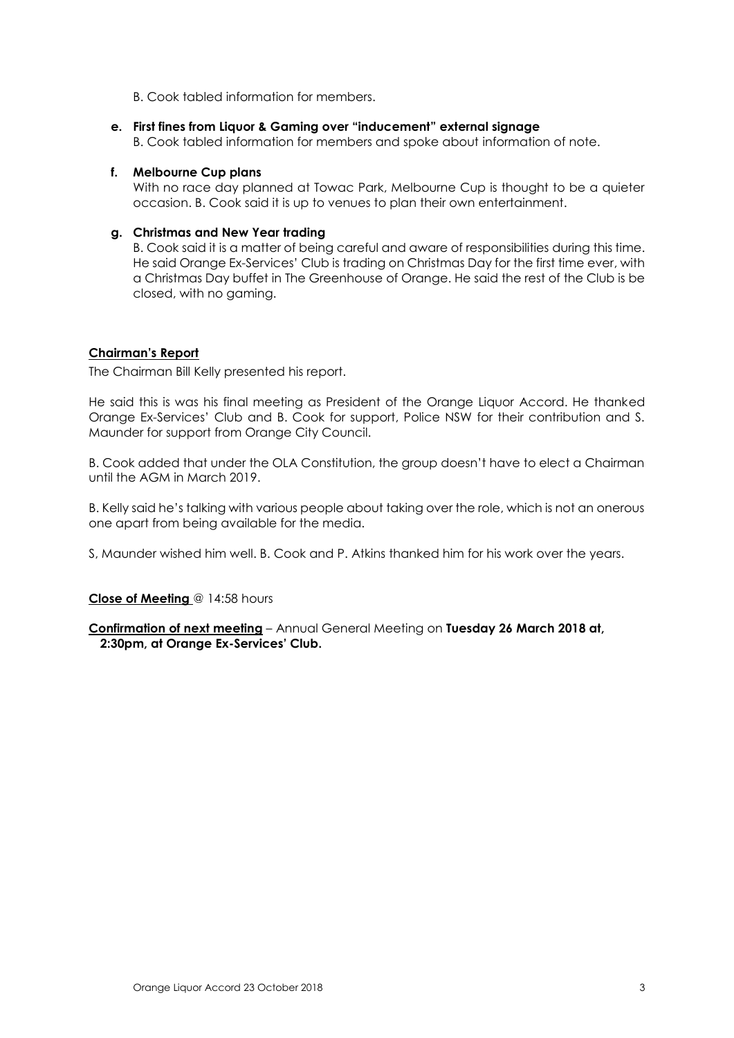B. Cook tabled information for members.

**e. First fines from Liquor & Gaming over "inducement" external signage**

B. Cook tabled information for members and spoke about information of note.

**f. Melbourne Cup plans**

With no race day planned at Towac Park, Melbourne Cup is thought to be a quieter occasion. B. Cook said it is up to venues to plan their own entertainment.

**g. Christmas and New Year trading**

B. Cook said it is a matter of being careful and aware of responsibilities during this time. He said Orange Ex-Services' Club is trading on Christmas Day for the first time ever, with a Christmas Day buffet in The Greenhouse of Orange. He said the rest of the Club is be closed, with no gaming.

**Chairman's Report**

The Chairman Bill Kelly presented his report.

He said this is was his final meeting as President of the Orange Liquor Accord. He thanked Orange Ex-Services' Club and B. Cook for support, Police NSW for their contribution and S. Maunder for support from Orange City Council.

B. Cook added that under the OLA Constitution, the group doesn't have to elect a Chairman until the AGM in March 2019.

B. Kelly said he's talking with various people about taking over the role, which is not an onerous one apart from being available for the media.

S, Maunder wished him well. B. Cook and P. Atkins thanked him for his work over the years.

**Close of Meeting** @ 14:58 hours

**Confirmation of next meeting** – Annual General Meeting on **Tuesday 26 March 2018 at, 2:30pm, at Orange Ex-Services' Club.**